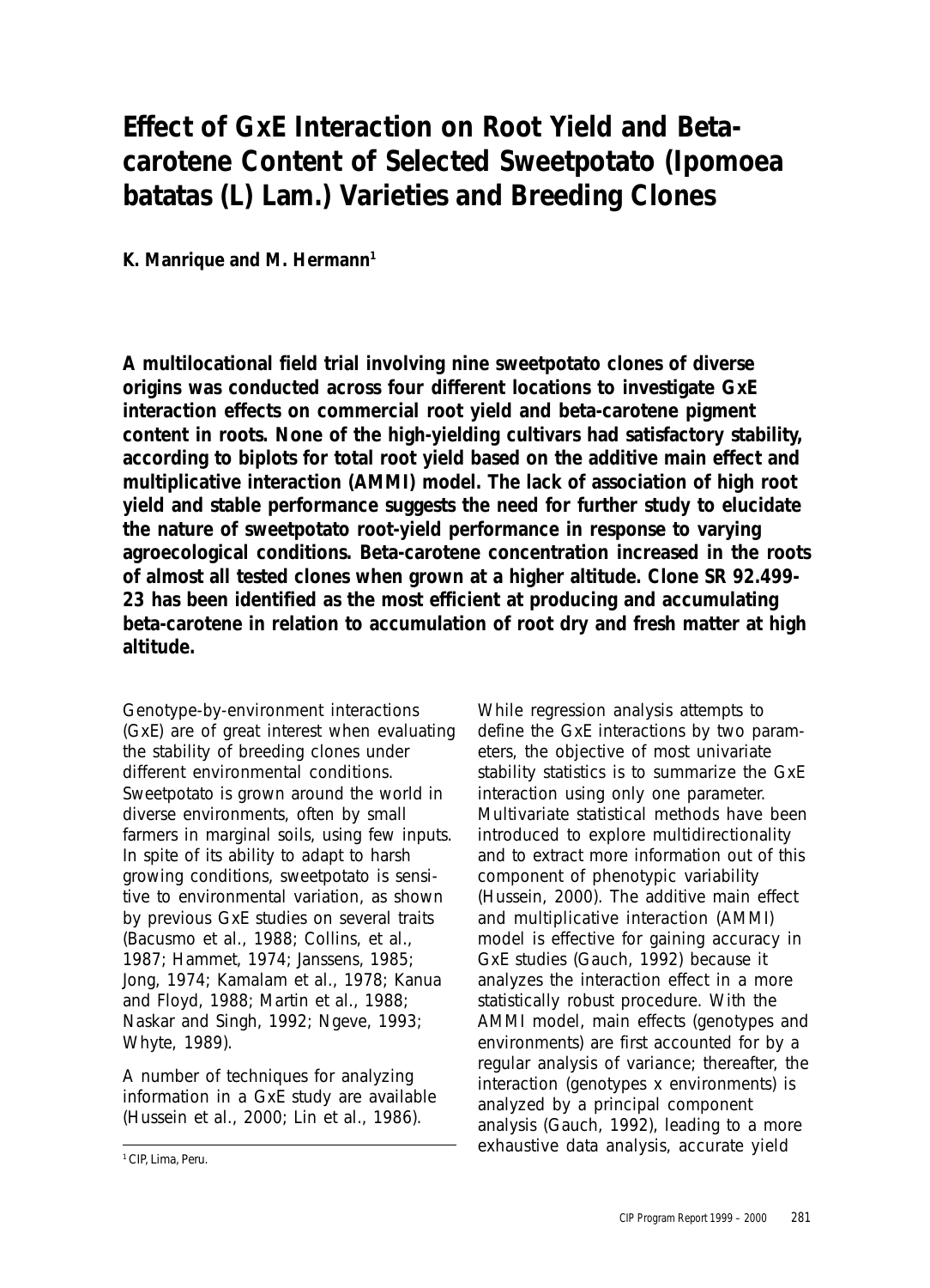# Effect of GxE Interaction on Root Yield and Beta-carotene Content of Selected Sweetpotato (Ipomoea batatas (L) Lam.) Varieties and Breeding Clones

**K. Manrique and M. Hermann[1]**

**A multilocational field trial involving nine sweetpotato clones of diverse origins was conducted across four different locations to investigate GxE interaction effects on commercial root yield and beta-carotene pigment content in roots. None of the high-yielding cultivars had satisfactory stability, according to biplots for total root yield based on the additive main effect and multiplicative interaction (AMMI) model. The lack of association of high root yield and stable performance suggests the need for further study to elucidate the nature of sweetpotato root-yield performance in response to varying agroecological conditions. Beta-carotene concentration increased in the roots of almost all tested clones when grown at a higher altitude. Clone SR 92.499-23 has been identified as the most efficient at producing and accumulating beta-carotene in relation to accumulation of root dry and fresh matter at high altitude.**

Genotype-by-environment interactions (GxE) are of great interest when evaluating the stability of breeding clones under different environmental conditions. Sweetpotato is grown around the world in diverse environments, often by small farmers in marginal soils, using few inputs. In spite of its ability to adapt to harsh growing conditions, sweetpotato is sensitive to environmental variation, as shown by previous GxE studies on several traits (Bacusmo et al., 1988; Collins, et al., 1987; Hammet, 1974; Janssens, 1985; Jong, 1974; Kamalam et al., 1978; Kanua and Floyd, 1988; Martin et al., 1988; Naskar and Singh, 1992; Ngeve, 1993; Whyte, 1989).

A number of techniques for analyzing information in a GxE study are available (Hussein et al., 2000; Lin et al., 1986). While regression analysis attempts to define the GxE interactions by two parameters, the objective of most univariate stability statistics is to summarize the GxE interaction using only one parameter. Multivariate statistical methods have been introduced to explore multidirectionality and to extract more information out of this component of phenotypic variability (Hussein, 2000). The additive main effect and multiplicative interaction (AMMI) model is effective for gaining accuracy in GxE studies (Gauch, 1992) because it analyzes the interaction effect in a more statistically robust procedure. With the AMMI model, main effects (genotypes and environments) are first accounted for by a regular analysis of variance; thereafter, the interaction (genotypes x environments) is analyzed by a principal component analysis (Gauch, 1992), leading to a more exhaustive data analysis, accurate yield

[1] CIP, Lima, Peru.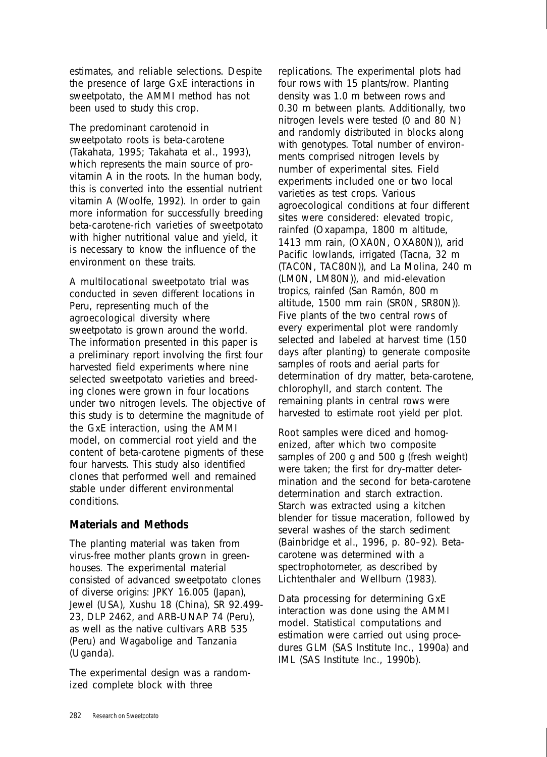estimates, and reliable selections. Despite the presence of large GxE interactions in sweetpotato, the AMMI method has not been used to study this crop.

The predominant carotenoid in sweetpotato roots is beta-carotene (Takahata, 1995; Takahata et al., 1993), which represents the main source of pro-vitamin A in the roots. In the human body, this is converted into the essential nutrient vitamin A (Woolfe, 1992). In order to gain more information for successfully breeding beta-carotene-rich varieties of sweetpotato with higher nutritional value and yield, it is necessary to know the influence of the environment on these traits.

A multilocational sweetpotato trial was conducted in seven different locations in Peru, representing much of the agroecological diversity where sweetpotato is grown around the world. The information presented in this paper is a preliminary report involving the first four harvested field experiments where nine selected sweetpotato varieties and breeding clones were grown in four locations under two nitrogen levels. The objective of this study is to determine the magnitude of the GxE interaction, using the AMMI model, on commercial root yield and the content of beta-carotene pigments of these four harvests. This study also identified clones that performed well and remained stable under different environmental conditions.

## Materials and Methods

The planting material was taken from virus-free mother plants grown in greenhouses. The experimental material consisted of advanced sweetpotato clones of diverse origins: JPKY 16.005 (Japan), Jewel (USA), Xushu 18 (China), SR 92.499-23, DLP 2462, and ARB-UNAP 74 (Peru), as well as the native cultivars ARB 535 (Peru) and Wagabolige and Tanzania (Uganda).

The experimental design was a randomized complete block with three replications. The experimental plots had four rows with 15 plants/row. Planting density was 1.0 m between rows and 0.30 m between plants. Additionally, two nitrogen levels were tested (0 and 80 N) and randomly distributed in blocks along with genotypes. Total number of environments comprised nitrogen levels by number of experimental sites. Field experiments included one or two local varieties as test crops. Various agroecological conditions at four different sites were considered: elevated tropic, rainfed (Oxapampa, 1800 m altitude, 1413 mm rain, (OXA0N, OXA80N)), arid Pacific lowlands, irrigated (Tacna, 32 m (TAC0N, TAC80N)), and La Molina, 240 m (LM0N, LM80N)), and mid-elevation tropics, rainfed (San Ramón, 800 m altitude, 1500 mm rain (SR0N, SR80N)). Five plants of the two central rows of every experimental plot were randomly selected and labeled at harvest time (150 days after planting) to generate composite samples of roots and aerial parts for determination of dry matter, beta-carotene, chlorophyll, and starch content. The remaining plants in central rows were harvested to estimate root yield per plot.

Root samples were diced and homogenized, after which two composite samples of 200 g and 500 g (fresh weight) were taken; the first for dry-matter determination and the second for beta-carotene determination and starch extraction. Starch was extracted using a kitchen blender for tissue maceration, followed by several washes of the starch sediment (Bainbridge et al., 1996, p. 80–92). Beta-carotene was determined with a spectrophotometer, as described by Lichtenthaler and Wellburn (1983).

Data processing for determining GxE interaction was done using the AMMI model. Statistical computations and estimation were carried out using procedures GLM (SAS Institute Inc., 1990a) and IML (SAS Institute Inc., 1990b).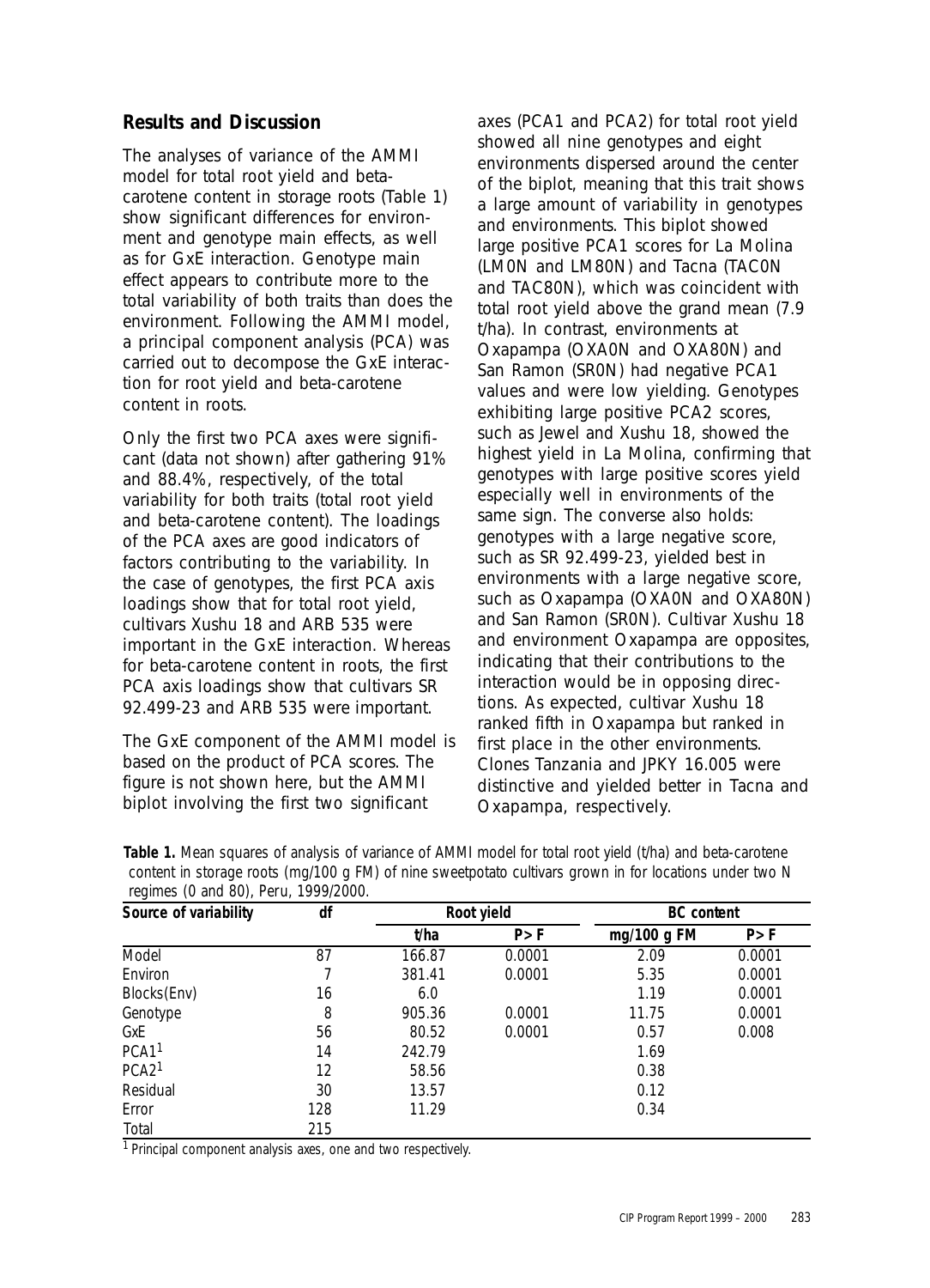## Results and Discussion

The analyses of variance of the AMMI model for total root yield and beta-carotene content in storage roots (Table 1) show significant differences for environment and genotype main effects, as well as for GxE interaction. Genotype main effect appears to contribute more to the total variability of both traits than does the environment. Following the AMMI model, a principal component analysis (PCA) was carried out to decompose the GxE interaction for root yield and beta-carotene content in roots.

Only the first two PCA axes were significant (data not shown) after gathering 91% and 88.4%, respectively, of the total variability for both traits (total root yield and beta-carotene content). The loadings of the PCA axes are good indicators of factors contributing to the variability. In the case of genotypes, the first PCA axis loadings show that for total root yield, cultivars Xushu 18 and ARB 535 were important in the GxE interaction. Whereas for beta-carotene content in roots, the first PCA axis loadings show that cultivars SR 92.499-23 and ARB 535 were important.

The GxE component of the AMMI model is based on the product of PCA scores. The figure is not shown here, but the AMMI biplot involving the first two significant axes (PCA1 and PCA2) for total root yield showed all nine genotypes and eight environments dispersed around the center of the biplot, meaning that this trait shows a large amount of variability in genotypes and environments. This biplot showed large positive PCA1 scores for La Molina (LM0N and LM80N) and Tacna (TAC0N and TAC80N), which was coincident with total root yield above the grand mean (7.9 t/ha). In contrast, environments at Oxapampa (OXA0N and OXA80N) and San Ramon (SR0N) had negative PCA1 values and were low yielding. Genotypes exhibiting large positive PCA2 scores, such as Jewel and Xushu 18, showed the highest yield in La Molina, confirming that genotypes with large positive scores yield especially well in environments of the same sign. The converse also holds: genotypes with a large negative score, such as SR 92.499-23, yielded best in environments with a large negative score, such as Oxapampa (OXA0N and OXA80N) and San Ramon (SR0N). Cultivar Xushu 18 and environment Oxapampa are opposites, indicating that their contributions to the interaction would be in opposing directions. As expected, cultivar Xushu 18 ranked fifth in Oxapampa but ranked in first place in the other environments. Clones Tanzania and JPKY 16.005 were distinctive and yielded better in Tacna and Oxapampa, respectively.

**Table 1.** Mean squares of analysis of variance of AMMI model for total root yield (t/ha) and beta-carotene content in storage roots (mg/100 g FM) of nine sweetpotato cultivars grown in for locations under two N regimes (0 and 80), Peru, 1999/2000.

| Source of variability | df | Root yield | | BC content | |
|---|---|---|---|---|---|
| | | t/ha | P > F | mg/100 g FM | P > F |
| Model | 87 | 166.87 | 0.0001 | 2.09 | 0.0001 |
| Environ | 7 | 381.41 | 0.0001 | 5.35 | 0.0001 |
| Blocks(Env) | 16 | 6.0 | | 1.19 | 0.0001 |
| Genotype | 8 | 905.36 | 0.0001 | 11.75 | 0.0001 |
| GxE | 56 | 80.52 | 0.0001 | 0.57 | 0.008 |
| PCA1[1] | 14 | 242.79 | | 1.69 | |
| PCA2[1] | 12 | 58.56 | | 0.38 | |
| Residual | 30 | 13.57 | | 0.12 | |
| Error | 128 | 11.29 | | 0.34 | |
| Total | 215 | | | | |

[1] Principal component analysis axes, one and two respectively.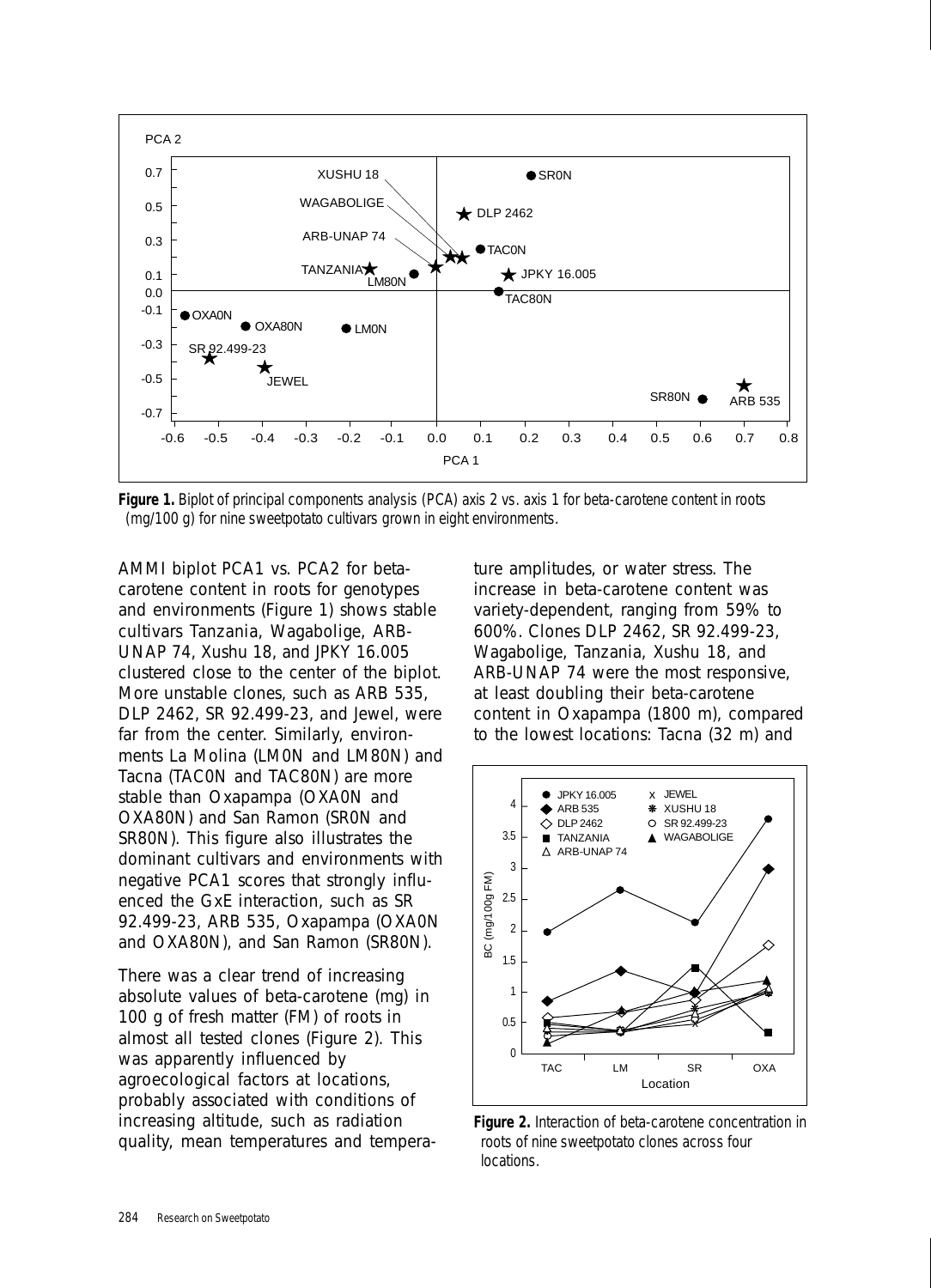**Figure 1.** Biplot of principal components analysis (PCA) axis 2 vs. axis 1 for beta-carotene content in roots (mg/100 g) for nine sweetpotato cultivars grown in eight environments.

AMMI biplot PCA1 vs. PCA2 for beta-carotene content in roots for genotypes and environments (Figure 1) shows stable cultivars Tanzania, Wagabolige, ARB-UNAP 74, Xushu 18, and JPKY 16.005 clustered close to the center of the biplot. More unstable clones, such as ARB 535, DLP 2462, SR 92.499-23, and Jewel, were far from the center. Similarly, environments La Molina (LM0N and LM80N) and Tacna (TAC0N and TAC80N) are more stable than Oxapampa (OXA0N and OXA80N) and San Ramon (SR0N and SR80N). This figure also illustrates the dominant cultivars and environments with negative PCA1 scores that strongly influenced the GxE interaction, such as SR 92.499-23, ARB 535, Oxapampa (OXA0N and OXA80N), and San Ramon (SR80N).

There was a clear trend of increasing absolute values of beta-carotene (mg) in 100 g of fresh matter (FM) of roots in almost all tested clones (Figure 2). This was apparently influenced by agroecological factors at locations, probably associated with conditions of increasing altitude, such as radiation quality, mean temperatures and temperature amplitudes, or water stress. The increase in beta-carotene content was variety-dependent, ranging from 59% to 600%. Clones DLP 2462, SR 92.499-23, Wagabolige, Tanzania, Xushu 18, and ARB-UNAP 74 were the most responsive, at least doubling their beta-carotene content in Oxapampa (1800 m), compared to the lowest locations: Tacna (32 m) and

**Figure 2.** Interaction of beta-carotene concentration in roots of nine sweetpotato clones across four locations.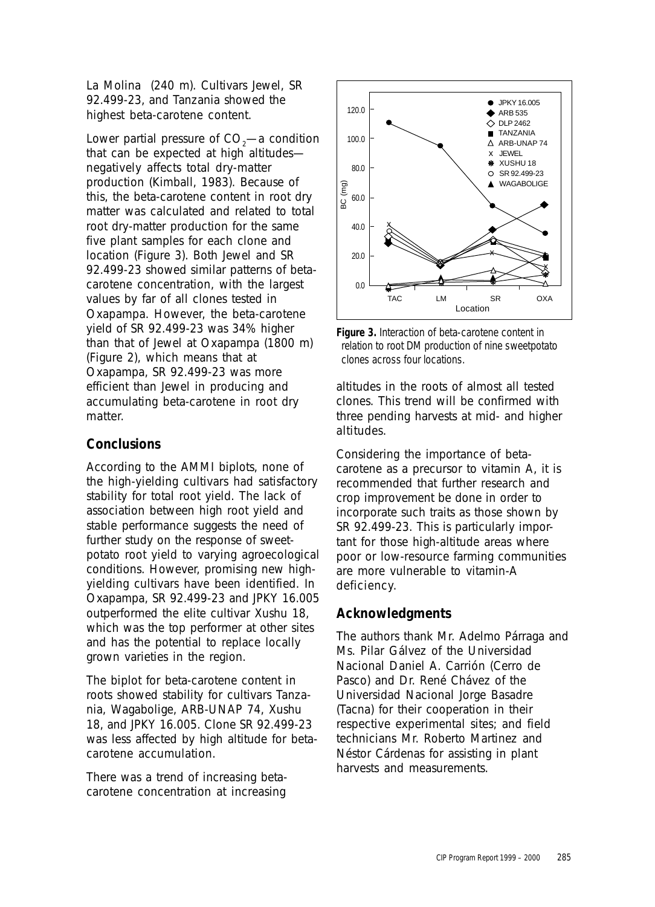La Molina (240 m). Cultivars Jewel, SR 92.499-23, and Tanzania showed the highest beta-carotene content.

Lower partial pressure of $CO_2$—a condition that can be expected at high altitudes—negatively affects total dry-matter production (Kimball, 1983). Because of this, the beta-carotene content in root dry matter was calculated and related to total root dry-matter production for the same five plant samples for each clone and location (Figure 3). Both Jewel and SR 92.499-23 showed similar patterns of beta-carotene concentration, with the largest values by far of all clones tested in Oxapampa. However, the beta-carotene yield of SR 92.499-23 was 34% higher than that of Jewel at Oxapampa (1800 m) (Figure 2), which means that at Oxapampa, SR 92.499-23 was more efficient than Jewel in producing and accumulating beta-carotene in root dry matter.

**Figure 3.** Interaction of beta-carotene content in relation to root DM production of nine sweetpotato clones across four locations.

## Conclusions

According to the AMMI biplots, none of the high-yielding cultivars had satisfactory stability for total root yield. The lack of association between high root yield and stable performance suggests the need of further study on the response of sweetpotato root yield to varying agroecological conditions. However, promising new high-yielding cultivars have been identified. In Oxapampa, SR 92.499-23 and JPKY 16.005 outperformed the elite cultivar Xushu 18, which was the top performer at other sites and has the potential to replace locally grown varieties in the region.

The biplot for beta-carotene content in roots showed stability for cultivars Tanzania, Wagabolige, ARB-UNAP 74, Xushu 18, and JPKY 16.005. Clone SR 92.499-23 was less affected by high altitude for beta-carotene accumulation.

There was a trend of increasing beta-carotene concentration at increasing altitudes in the roots of almost all tested clones. This trend will be confirmed with three pending harvests at mid- and higher altitudes.

Considering the importance of beta-carotene as a precursor to vitamin A, it is recommended that further research and crop improvement be done in order to incorporate such traits as those shown by SR 92.499-23. This is particularly important for those high-altitude areas where poor or low-resource farming communities are more vulnerable to vitamin-A deficiency.

## Acknowledgments

The authors thank Mr. Adelmo Párraga and Ms. Pilar Gálvez of the Universidad Nacional Daniel A. Carrión (Cerro de Pasco) and Dr. René Chávez of the Universidad Nacional Jorge Basadre (Tacna) for their cooperation in their respective experimental sites; and field technicians Mr. Roberto Martinez and Néstor Cárdenas for assisting in plant harvests and measurements.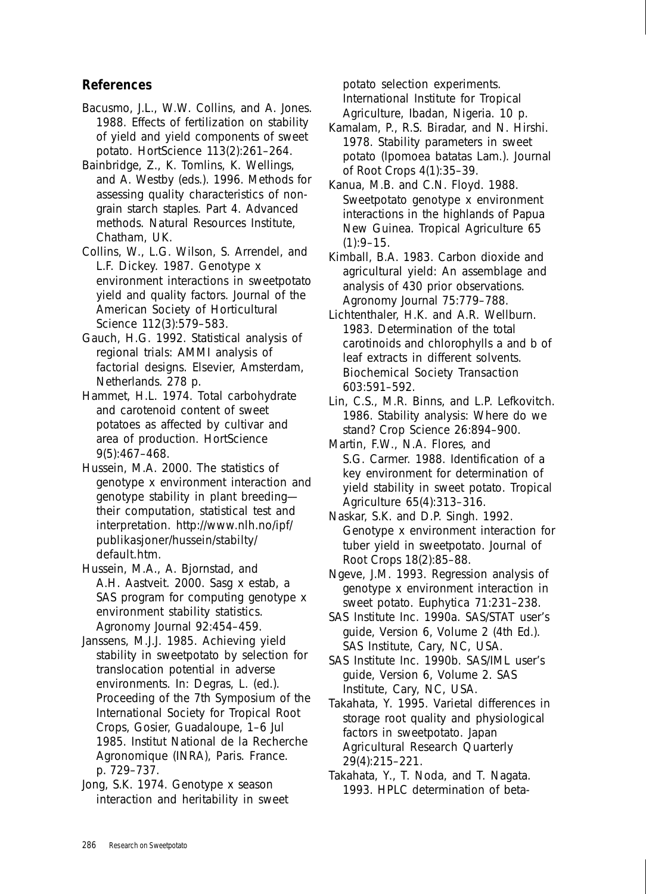## References

Bacusmo, J.L., W.W. Collins, and A. Jones. 1988. Effects of fertilization on stability of yield and yield components of sweet potato. HortScience 113(2):261–264.

Bainbridge, Z., K. Tomlins, K. Wellings, and A. Westby (eds.). 1996. Methods for assessing quality characteristics of non-grain starch staples. Part 4. Advanced methods. Natural Resources Institute, Chatham, UK.

Collins, W., L.G. Wilson, S. Arrendel, and L.F. Dickey. 1987. Genotype x environment interactions in sweetpotato yield and quality factors. Journal of the American Society of Horticultural Science 112(3):579–583.

Gauch, H.G. 1992. Statistical analysis of regional trials: AMMI analysis of factorial designs. Elsevier, Amsterdam, Netherlands. 278 p.

Hammet, H.L. 1974. Total carbohydrate and carotenoid content of sweet potatoes as affected by cultivar and area of production. HortScience 9(5):467–468.

Hussein, M.A. 2000. The statistics of genotype x environment interaction and genotype stability in plant breeding—their computation, statistical test and interpretation. http://www.nlh.no/ipf/publikasjoner/hussein/stabilty/default.htm.

Hussein, M.A., A. Bjornstad, and A.H. Aastveit. 2000. Sasg x estab, a SAS program for computing genotype x environment stability statistics. Agronomy Journal 92:454–459.

Janssens, M.J.J. 1985. Achieving yield stability in sweetpotato by selection for translocation potential in adverse environments. In: Degras, L. (ed.). Proceeding of the 7th Symposium of the International Society for Tropical Root Crops, Gosier, Guadaloupe, 1–6 Jul 1985. Institut National de la Recherche Agronomique (INRA), Paris. France. p. 729–737.

Jong, S.K. 1974. Genotype x season interaction and heritability in sweet potato selection experiments. International Institute for Tropical Agriculture, Ibadan, Nigeria. 10 p.

Kamalam, P., R.S. Biradar, and N. Hirshi. 1978. Stability parameters in sweet potato (Ipomoea batatas Lam.). Journal of Root Crops 4(1):35–39.

Kanua, M.B. and C.N. Floyd. 1988. Sweetpotato genotype x environment interactions in the highlands of Papua New Guinea. Tropical Agriculture 65 (1):9–15.

Kimball, B.A. 1983. Carbon dioxide and agricultural yield: An assemblage and analysis of 430 prior observations. Agronomy Journal 75:779–788.

Lichtenthaler, H.K. and A.R. Wellburn. 1983. Determination of the total carotinoids and chlorophylls a and b of leaf extracts in different solvents. Biochemical Society Transaction 603:591–592.

Lin, C.S., M.R. Binns, and L.P. Lefkovitch. 1986. Stability analysis: Where do we stand? Crop Science 26:894–900.

Martin, F.W., N.A. Flores, and S.G. Carmer. 1988. Identification of a key environment for determination of yield stability in sweet potato. Tropical Agriculture 65(4):313–316.

Naskar, S.K. and D.P. Singh. 1992. Genotype x environment interaction for tuber yield in sweetpotato. Journal of Root Crops 18(2):85–88.

Ngeve, J.M. 1993. Regression analysis of genotype x environment interaction in sweet potato. Euphytica 71:231–238.

SAS Institute Inc. 1990a. SAS/STAT user's guide, Version 6, Volume 2 (4th Ed.). SAS Institute, Cary, NC, USA.

SAS Institute Inc. 1990b. SAS/IML user's guide, Version 6, Volume 2. SAS Institute, Cary, NC, USA.

Takahata, Y. 1995. Varietal differences in storage root quality and physiological factors in sweetpotato. Japan Agricultural Research Quarterly 29(4):215–221.

Takahata, Y., T. Noda, and T. Nagata. 1993. HPLC determination of beta-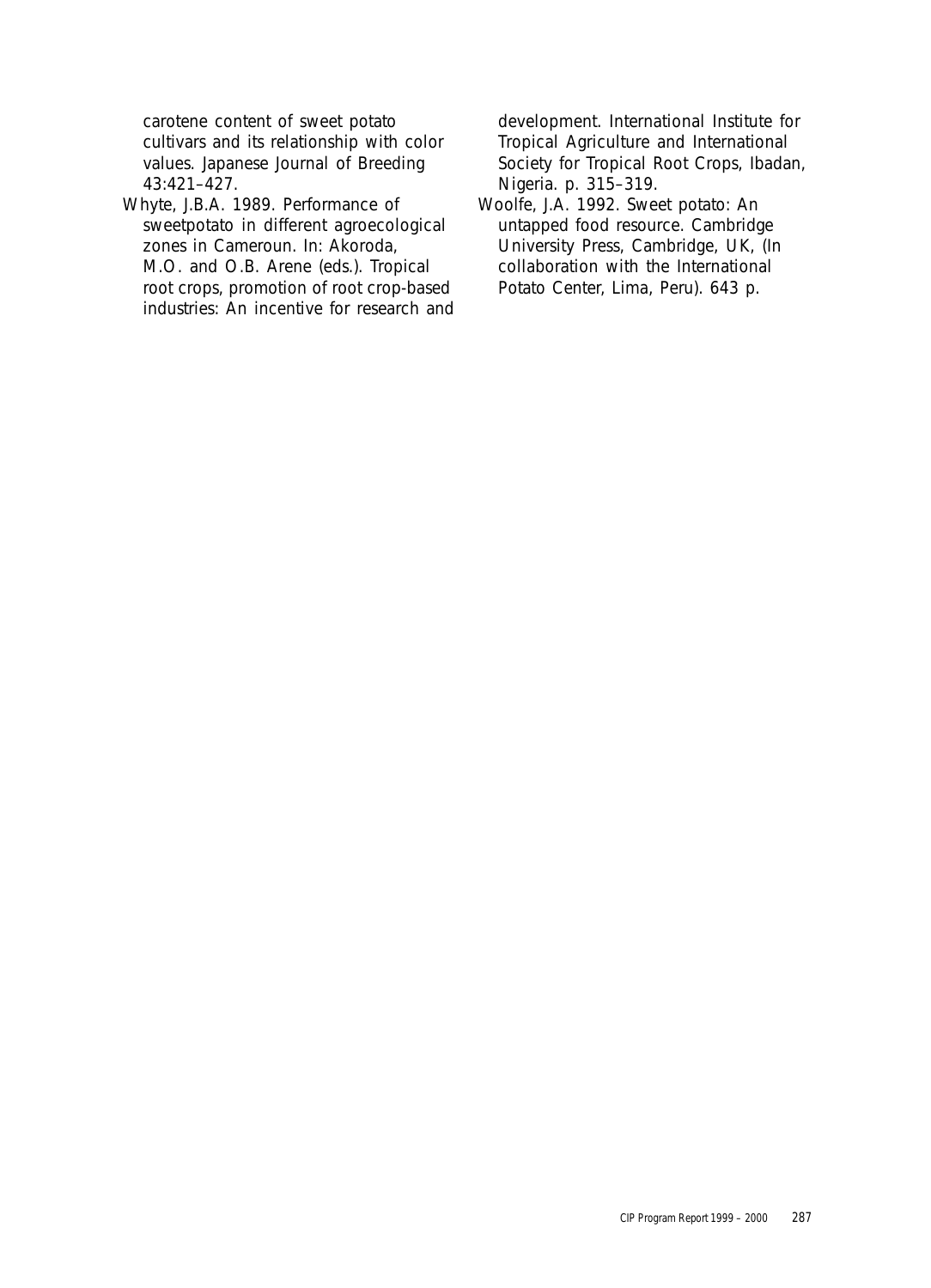carotene content of sweet potato cultivars and its relationship with color values. Japanese Journal of Breeding 43:421–427.

Whyte, J.B.A. 1989. Performance of sweetpotato in different agroecological zones in Cameroun. In: Akoroda, M.O. and O.B. Arene (eds.). Tropical root crops, promotion of root crop-based industries: An incentive for research and development. International Institute for Tropical Agriculture and International Society for Tropical Root Crops, Ibadan, Nigeria. p. 315–319.

Woolfe, J.A. 1992. Sweet potato: An untapped food resource. Cambridge University Press, Cambridge, UK, (In collaboration with the International Potato Center, Lima, Peru). 643 p.